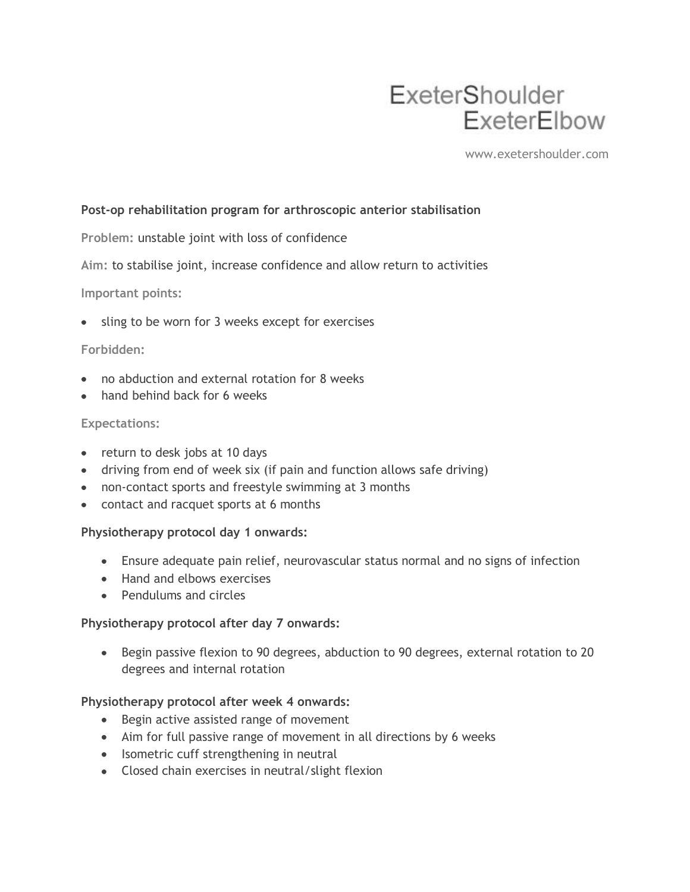ExeterShoulder
ExeterElbow

www.exetershoulder.com

**Post-op rehabilitation program for arthroscopic anterior stabilisation**

**Problem:** unstable joint with loss of confidence

**Aim:** to stabilise joint, increase confidence and allow return to activities

**Important points:**

- sling to be worn for 3 weeks except for exercises

**Forbidden:**

- no abduction and external rotation for 8 weeks
- hand behind back for 6 weeks

**Expectations:**

- return to desk jobs at 10 days
- driving from end of week six (if pain and function allows safe driving)
- non-contact sports and freestyle swimming at 3 months
- contact and racquet sports at 6 months

**Physiotherapy protocol day 1 onwards:**

- Ensure adequate pain relief, neurovascular status normal and no signs of infection
- Hand and elbows exercises
- Pendulums and circles

**Physiotherapy protocol after day 7 onwards:**

- Begin passive flexion to 90 degrees, abduction to 90 degrees, external rotation to 20 degrees and internal rotation

**Physiotherapy protocol after week 4 onwards:**

- Begin active assisted range of movement
- Aim for full passive range of movement in all directions by 6 weeks
- Isometric cuff strengthening in neutral
- Closed chain exercises in neutral/slight flexion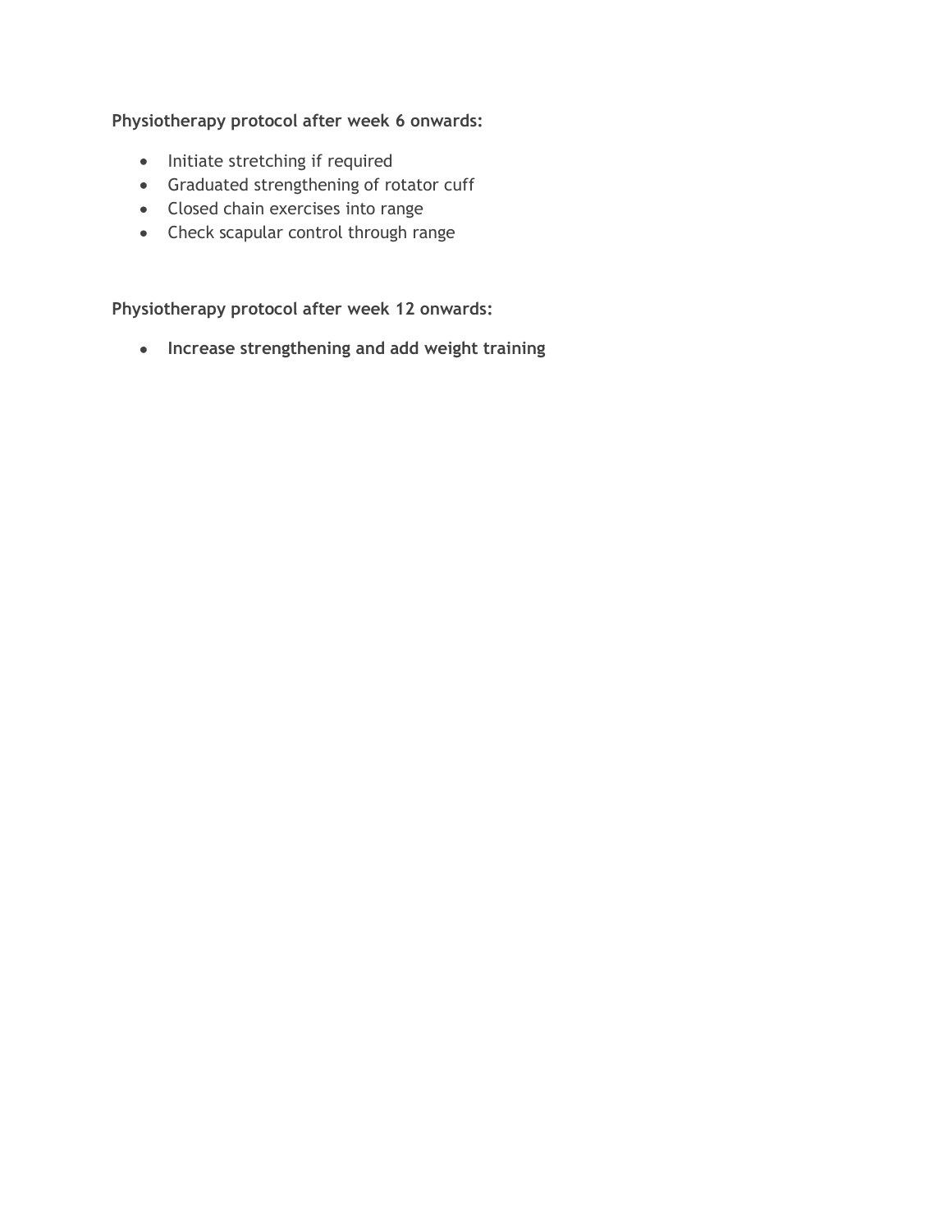**Physiotherapy protocol after week 6 onwards:**

- Initiate stretching if required
- Graduated strengthening of rotator cuff
- Closed chain exercises into range
- Check scapular control through range

**Physiotherapy protocol after week 12 onwards:**

- **Increase strengthening and add weight training**